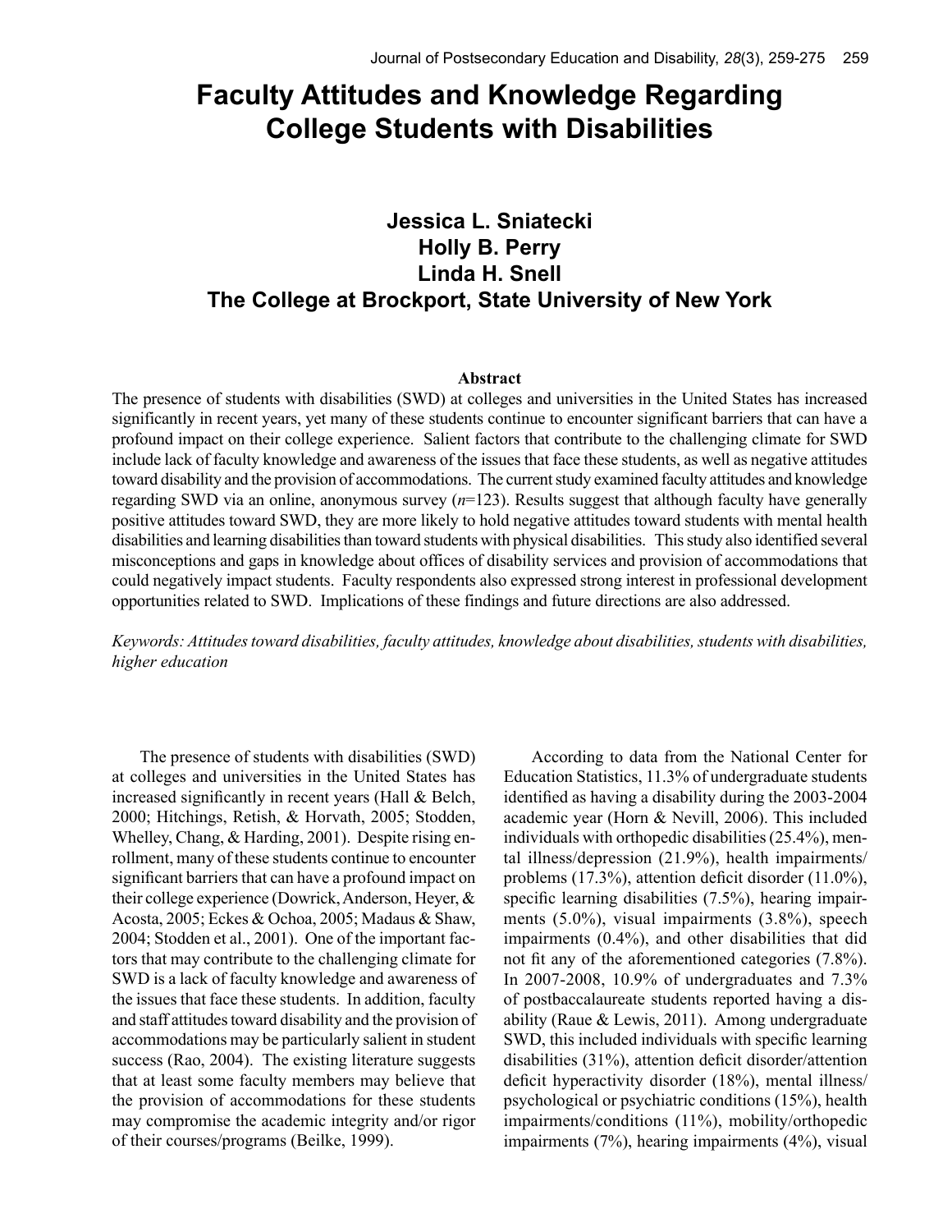# Faculty Attitudes and Knowledge Regarding College Students with Disabilities

**Jessica L. Sniatecki**
**Holly B. Perry**
**Linda H. Snell**
**The College at Brockport, State University of New York**

### Abstract

The presence of students with disabilities (SWD) at colleges and universities in the United States has increased significantly in recent years, yet many of these students continue to encounter significant barriers that can have a profound impact on their college experience. Salient factors that contribute to the challenging climate for SWD include lack of faculty knowledge and awareness of the issues that face these students, as well as negative attitudes toward disability and the provision of accommodations. The current study examined faculty attitudes and knowledge regarding SWD via an online, anonymous survey ($n$=123). Results suggest that although faculty have generally positive attitudes toward SWD, they are more likely to hold negative attitudes toward students with mental health disabilities and learning disabilities than toward students with physical disabilities. This study also identified several misconceptions and gaps in knowledge about offices of disability services and provision of accommodations that could negatively impact students. Faculty respondents also expressed strong interest in professional development opportunities related to SWD. Implications of these findings and future directions are also addressed.

*Keywords: Attitudes toward disabilities, faculty attitudes, knowledge about disabilities, students with disabilities, higher education*

The presence of students with disabilities (SWD) at colleges and universities in the United States has increased significantly in recent years (Hall & Belch, 2000; Hitchings, Retish, & Horvath, 2005; Stodden, Whelley, Chang, & Harding, 2001). Despite rising enrollment, many of these students continue to encounter significant barriers that can have a profound impact on their college experience (Dowrick, Anderson, Heyer, & Acosta, 2005; Eckes & Ochoa, 2005; Madaus & Shaw, 2004; Stodden et al., 2001). One of the important factors that may contribute to the challenging climate for SWD is a lack of faculty knowledge and awareness of the issues that face these students. In addition, faculty and staff attitudes toward disability and the provision of accommodations may be particularly salient in student success (Rao, 2004). The existing literature suggests that at least some faculty members may believe that the provision of accommodations for these students may compromise the academic integrity and/or rigor of their courses/programs (Beilke, 1999).

According to data from the National Center for Education Statistics, 11.3% of undergraduate students identified as having a disability during the 2003-2004 academic year (Horn & Nevill, 2006). This included individuals with orthopedic disabilities (25.4%), mental illness/depression (21.9%), health impairments/problems (17.3%), attention deficit disorder (11.0%), specific learning disabilities (7.5%), hearing impairments (5.0%), visual impairments (3.8%), speech impairments (0.4%), and other disabilities that did not fit any of the aforementioned categories (7.8%). In 2007-2008, 10.9% of undergraduates and 7.3% of postbaccalaureate students reported having a disability (Raue & Lewis, 2011). Among undergraduate SWD, this included individuals with specific learning disabilities (31%), attention deficit disorder/attention deficit hyperactivity disorder (18%), mental illness/psychological or psychiatric conditions (15%), health impairments/conditions (11%), mobility/orthopedic impairments (7%), hearing impairments (4%), visual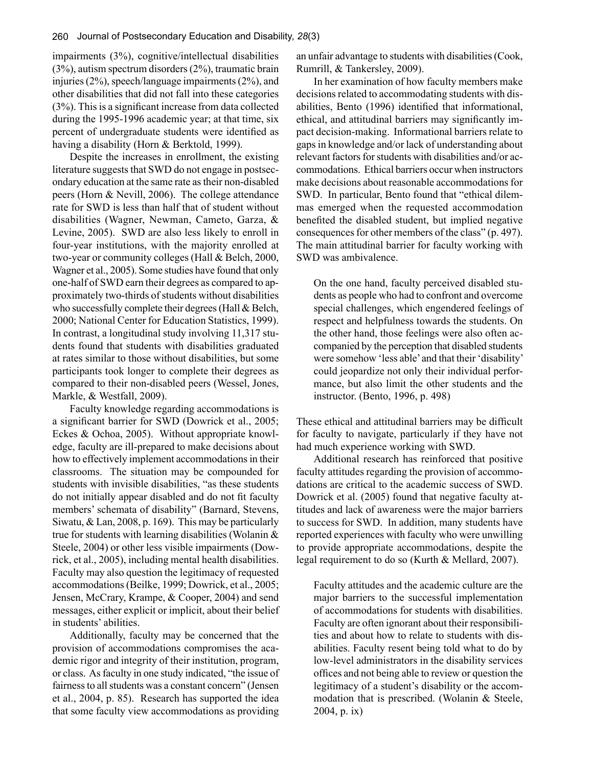impairments (3%), cognitive/intellectual disabilities (3%), autism spectrum disorders (2%), traumatic brain injuries (2%), speech/language impairments (2%), and other disabilities that did not fall into these categories (3%). This is a significant increase from data collected during the 1995-1996 academic year; at that time, six percent of undergraduate students were identified as having a disability (Horn & Berktold, 1999).

Despite the increases in enrollment, the existing literature suggests that SWD do not engage in postsecondary education at the same rate as their non-disabled peers (Horn & Nevill, 2006). The college attendance rate for SWD is less than half that of student without disabilities (Wagner, Newman, Cameto, Garza, & Levine, 2005). SWD are also less likely to enroll in four-year institutions, with the majority enrolled at two-year or community colleges (Hall & Belch, 2000, Wagner et al., 2005). Some studies have found that only one-half of SWD earn their degrees as compared to approximately two-thirds of students without disabilities who successfully complete their degrees (Hall & Belch, 2000; National Center for Education Statistics, 1999). In contrast, a longitudinal study involving 11,317 students found that students with disabilities graduated at rates similar to those without disabilities, but some participants took longer to complete their degrees as compared to their non-disabled peers (Wessel, Jones, Markle, & Westfall, 2009).

Faculty knowledge regarding accommodations is a significant barrier for SWD (Dowrick et al., 2005; Eckes & Ochoa, 2005). Without appropriate knowledge, faculty are ill-prepared to make decisions about how to effectively implement accommodations in their classrooms. The situation may be compounded for students with invisible disabilities, "as these students do not initially appear disabled and do not fit faculty members' schemata of disability" (Barnard, Stevens, Siwatu, & Lan, 2008, p. 169). This may be particularly true for students with learning disabilities (Wolanin & Steele, 2004) or other less visible impairments (Dowrick, et al., 2005), including mental health disabilities. Faculty may also question the legitimacy of requested accommodations (Beilke, 1999; Dowrick, et al., 2005; Jensen, McCrary, Krampe, & Cooper, 2004) and send messages, either explicit or implicit, about their belief in students' abilities.

Additionally, faculty may be concerned that the provision of accommodations compromises the academic rigor and integrity of their institution, program, or class. As faculty in one study indicated, "the issue of fairness to all students was a constant concern" (Jensen et al., 2004, p. 85). Research has supported the idea that some faculty view accommodations as providing an unfair advantage to students with disabilities (Cook, Rumrill, & Tankersley, 2009).

In her examination of how faculty members make decisions related to accommodating students with disabilities, Bento (1996) identified that informational, ethical, and attitudinal barriers may significantly impact decision-making. Informational barriers relate to gaps in knowledge and/or lack of understanding about relevant factors for students with disabilities and/or accommodations. Ethical barriers occur when instructors make decisions about reasonable accommodations for SWD. In particular, Bento found that "ethical dilemmas emerged when the requested accommodation benefited the disabled student, but implied negative consequences for other members of the class" (p. 497). The main attitudinal barrier for faculty working with SWD was ambivalence.

> On the one hand, faculty perceived disabled students as people who had to confront and overcome special challenges, which engendered feelings of respect and helpfulness towards the students. On the other hand, those feelings were also often accompanied by the perception that disabled students were somehow 'less able' and that their 'disability' could jeopardize not only their individual performance, but also limit the other students and the instructor. (Bento, 1996, p. 498)

These ethical and attitudinal barriers may be difficult for faculty to navigate, particularly if they have not had much experience working with SWD.

Additional research has reinforced that positive faculty attitudes regarding the provision of accommodations are critical to the academic success of SWD. Dowrick et al. (2005) found that negative faculty attitudes and lack of awareness were the major barriers to success for SWD. In addition, many students have reported experiences with faculty who were unwilling to provide appropriate accommodations, despite the legal requirement to do so (Kurth & Mellard, 2007).

> Faculty attitudes and the academic culture are the major barriers to the successful implementation of accommodations for students with disabilities. Faculty are often ignorant about their responsibilities and about how to relate to students with disabilities. Faculty resent being told what to do by low-level administrators in the disability services offices and not being able to review or question the legitimacy of a student's disability or the accommodation that is prescribed. (Wolanin & Steele, 2004, p. ix)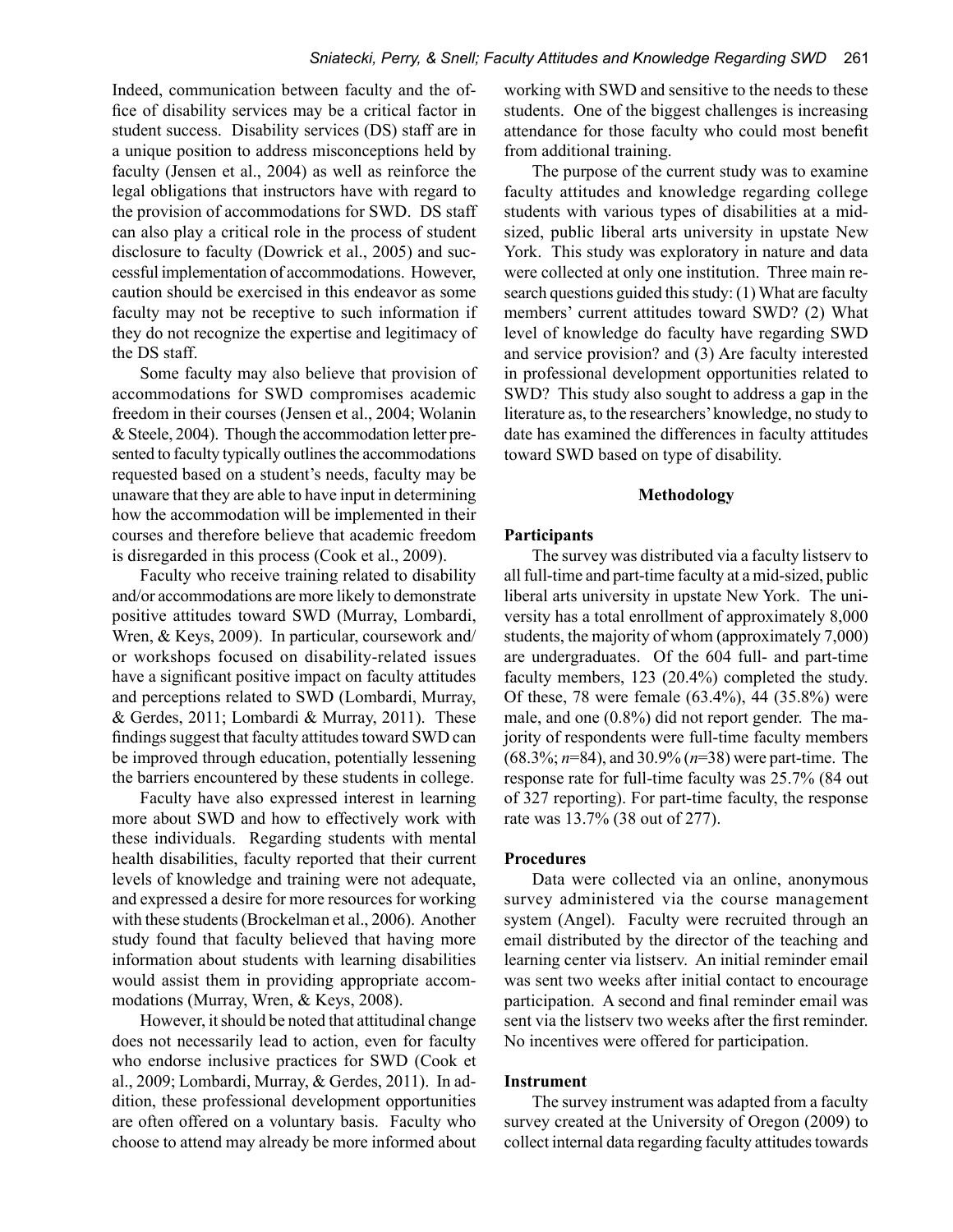Indeed, communication between faculty and the office of disability services may be a critical factor in student success. Disability services (DS) staff are in a unique position to address misconceptions held by faculty (Jensen et al., 2004) as well as reinforce the legal obligations that instructors have with regard to the provision of accommodations for SWD. DS staff can also play a critical role in the process of student disclosure to faculty (Dowrick et al., 2005) and successful implementation of accommodations. However, caution should be exercised in this endeavor as some faculty may not be receptive to such information if they do not recognize the expertise and legitimacy of the DS staff.

Some faculty may also believe that provision of accommodations for SWD compromises academic freedom in their courses (Jensen et al., 2004; Wolanin & Steele, 2004). Though the accommodation letter presented to faculty typically outlines the accommodations requested based on a student's needs, faculty may be unaware that they are able to have input in determining how the accommodation will be implemented in their courses and therefore believe that academic freedom is disregarded in this process (Cook et al., 2009).

Faculty who receive training related to disability and/or accommodations are more likely to demonstrate positive attitudes toward SWD (Murray, Lombardi, Wren, & Keys, 2009). In particular, coursework and/or workshops focused on disability-related issues have a significant positive impact on faculty attitudes and perceptions related to SWD (Lombardi, Murray, & Gerdes, 2011; Lombardi & Murray, 2011). These findings suggest that faculty attitudes toward SWD can be improved through education, potentially lessening the barriers encountered by these students in college.

Faculty have also expressed interest in learning more about SWD and how to effectively work with these individuals. Regarding students with mental health disabilities, faculty reported that their current levels of knowledge and training were not adequate, and expressed a desire for more resources for working with these students (Brockelman et al., 2006). Another study found that faculty believed that having more information about students with learning disabilities would assist them in providing appropriate accommodations (Murray, Wren, & Keys, 2008).

However, it should be noted that attitudinal change does not necessarily lead to action, even for faculty who endorse inclusive practices for SWD (Cook et al., 2009; Lombardi, Murray, & Gerdes, 2011). In addition, these professional development opportunities are often offered on a voluntary basis. Faculty who choose to attend may already be more informed about working with SWD and sensitive to the needs to these students. One of the biggest challenges is increasing attendance for those faculty who could most benefit from additional training.

The purpose of the current study was to examine faculty attitudes and knowledge regarding college students with various types of disabilities at a mid-sized, public liberal arts university in upstate New York. This study was exploratory in nature and data were collected at only one institution. Three main research questions guided this study: (1) What are faculty members' current attitudes toward SWD? (2) What level of knowledge do faculty have regarding SWD and service provision? and (3) Are faculty interested in professional development opportunities related to SWD? This study also sought to address a gap in the literature as, to the researchers' knowledge, no study to date has examined the differences in faculty attitudes toward SWD based on type of disability.

## Methodology

### Participants

The survey was distributed via a faculty listserv to all full-time and part-time faculty at a mid-sized, public liberal arts university in upstate New York. The university has a total enrollment of approximately 8,000 students, the majority of whom (approximately 7,000) are undergraduates. Of the 604 full- and part-time faculty members, 123 (20.4%) completed the study. Of these, 78 were female (63.4%), 44 (35.8%) were male, and one (0.8%) did not report gender. The majority of respondents were full-time faculty members (68.3%; $n$=84), and 30.9% ($n$=38) were part-time. The response rate for full-time faculty was 25.7% (84 out of 327 reporting). For part-time faculty, the response rate was 13.7% (38 out of 277).

### Procedures

Data were collected via an online, anonymous survey administered via the course management system (Angel). Faculty were recruited through an email distributed by the director of the teaching and learning center via listserv. An initial reminder email was sent two weeks after initial contact to encourage participation. A second and final reminder email was sent via the listserv two weeks after the first reminder. No incentives were offered for participation.

### Instrument

The survey instrument was adapted from a faculty survey created at the University of Oregon (2009) to collect internal data regarding faculty attitudes towards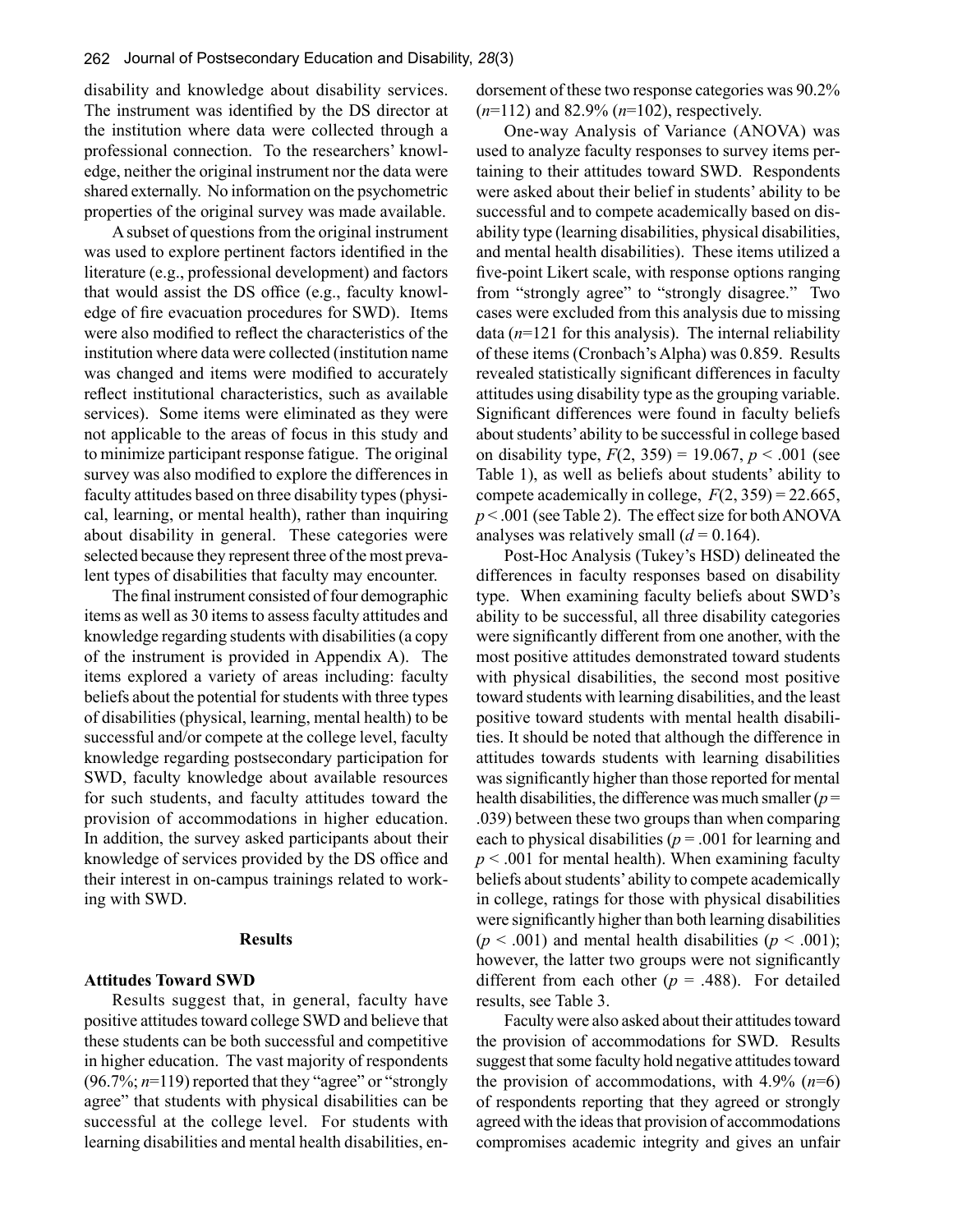disability and knowledge about disability services. The instrument was identified by the DS director at the institution where data were collected through a professional connection. To the researchers' knowledge, neither the original instrument nor the data were shared externally. No information on the psychometric properties of the original survey was made available.

A subset of questions from the original instrument was used to explore pertinent factors identified in the literature (e.g., professional development) and factors that would assist the DS office (e.g., faculty knowledge of fire evacuation procedures for SWD). Items were also modified to reflect the characteristics of the institution where data were collected (institution name was changed and items were modified to accurately reflect institutional characteristics, such as available services). Some items were eliminated as they were not applicable to the areas of focus in this study and to minimize participant response fatigue. The original survey was also modified to explore the differences in faculty attitudes based on three disability types (physical, learning, or mental health), rather than inquiring about disability in general. These categories were selected because they represent three of the most prevalent types of disabilities that faculty may encounter.

The final instrument consisted of four demographic items as well as 30 items to assess faculty attitudes and knowledge regarding students with disabilities (a copy of the instrument is provided in Appendix A). The items explored a variety of areas including: faculty beliefs about the potential for students with three types of disabilities (physical, learning, mental health) to be successful and/or compete at the college level, faculty knowledge regarding postsecondary participation for SWD, faculty knowledge about available resources for such students, and faculty attitudes toward the provision of accommodations in higher education. In addition, the survey asked participants about their knowledge of services provided by the DS office and their interest in on-campus trainings related to working with SWD.

## Results

### Attitudes Toward SWD

Results suggest that, in general, faculty have positive attitudes toward college SWD and believe that these students can be both successful and competitive in higher education. The vast majority of respondents (96.7%; $n$=119) reported that they "agree" or "strongly agree" that students with physical disabilities can be successful at the college level. For students with learning disabilities and mental health disabilities, endorsement of these two response categories was 90.2% ($n$=112) and 82.9% ($n$=102), respectively.

One-way Analysis of Variance (ANOVA) was used to analyze faculty responses to survey items pertaining to their attitudes toward SWD. Respondents were asked about their belief in students' ability to be successful and to compete academically based on disability type (learning disabilities, physical disabilities, and mental health disabilities). These items utilized a five-point Likert scale, with response options ranging from "strongly agree" to "strongly disagree." Two cases were excluded from this analysis due to missing data ($n$=121 for this analysis). The internal reliability of these items (Cronbach's Alpha) was 0.859. Results revealed statistically significant differences in faculty attitudes using disability type as the grouping variable. Significant differences were found in faculty beliefs about students' ability to be successful in college based on disability type, $F(2, 359) = 19.067$, $p < .001$ (see Table 1), as well as beliefs about students' ability to compete academically in college, $F(2, 359) = 22.665$, $p < .001$ (see Table 2). The effect size for both ANOVA analyses was relatively small ($d = 0.164$).

Post-Hoc Analysis (Tukey's HSD) delineated the differences in faculty responses based on disability type. When examining faculty beliefs about SWD's ability to be successful, all three disability categories were significantly different from one another, with the most positive attitudes demonstrated toward students with physical disabilities, the second most positive toward students with learning disabilities, and the least positive toward students with mental health disabilities. It should be noted that although the difference in attitudes towards students with learning disabilities was significantly higher than those reported for mental health disabilities, the difference was much smaller ($p$ = .039) between these two groups than when comparing each to physical disabilities ($p$ = .001 for learning and $p < .001$ for mental health). When examining faculty beliefs about students' ability to compete academically in college, ratings for those with physical disabilities were significantly higher than both learning disabilities ($p < .001$) and mental health disabilities ($p < .001$); however, the latter two groups were not significantly different from each other ($p$ = .488). For detailed results, see Table 3.

Faculty were also asked about their attitudes toward the provision of accommodations for SWD. Results suggest that some faculty hold negative attitudes toward the provision of accommodations, with 4.9% ($n$=6) of respondents reporting that they agreed or strongly agreed with the ideas that provision of accommodations compromises academic integrity and gives an unfair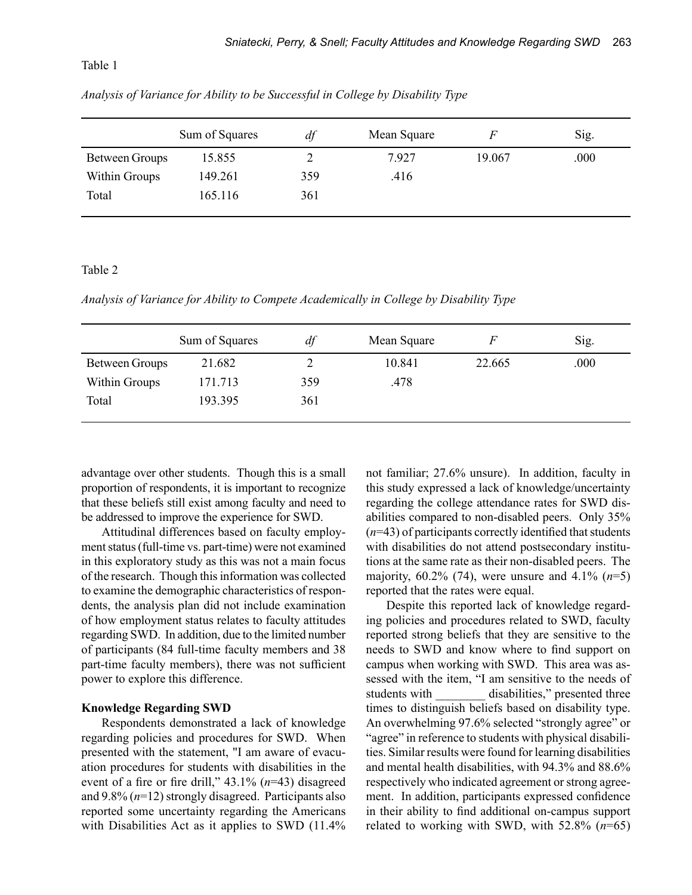Table 1

*Analysis of Variance for Ability to be Successful in College by Disability Type*

| | Sum of Squares | *df* | Mean Square | *F* | Sig. |
|---|---|---|---|---|---|
| Between Groups | 15.855 | 2 | 7.927 | 19.067 | .000 |
| Within Groups | 149.261 | 359 | .416 | | |
| Total | 165.116 | 361 | | | |

Table 2

*Analysis of Variance for Ability to Compete Academically in College by Disability Type*

| | Sum of Squares | *df* | Mean Square | *F* | Sig. |
|---|---|---|---|---|---|
| Between Groups | 21.682 | 2 | 10.841 | 22.665 | .000 |
| Within Groups | 171.713 | 359 | .478 | | |
| Total | 193.395 | 361 | | | |

advantage over other students. Though this is a small proportion of respondents, it is important to recognize that these beliefs still exist among faculty and need to be addressed to improve the experience for SWD.

Attitudinal differences based on faculty employment status (full-time vs. part-time) were not examined in this exploratory study as this was not a main focus of the research. Though this information was collected to examine the demographic characteristics of respondents, the analysis plan did not include examination of how employment status relates to faculty attitudes regarding SWD. In addition, due to the limited number of participants (84 full-time faculty members and 38 part-time faculty members), there was not sufficient power to explore this difference.

**Knowledge Regarding SWD**

Respondents demonstrated a lack of knowledge regarding policies and procedures for SWD. When presented with the statement, "I am aware of evacuation procedures for students with disabilities in the event of a fire or fire drill," 43.1% (*n*=43) disagreed and 9.8% (*n*=12) strongly disagreed. Participants also reported some uncertainty regarding the Americans with Disabilities Act as it applies to SWD (11.4% not familiar; 27.6% unsure). In addition, faculty in this study expressed a lack of knowledge/uncertainty regarding the college attendance rates for SWD disabilities compared to non-disabled peers. Only 35% (*n*=43) of participants correctly identified that students with disabilities do not attend postsecondary institutions at the same rate as their non-disabled peers. The majority, 60.2% (74), were unsure and 4.1% (*n*=5) reported that the rates were equal.

Despite this reported lack of knowledge regarding policies and procedures related to SWD, faculty reported strong beliefs that they are sensitive to the needs to SWD and know where to find support on campus when working with SWD. This area was assessed with the item, "I am sensitive to the needs of students with ________ disabilities," presented three times to distinguish beliefs based on disability type. An overwhelming 97.6% selected "strongly agree" or "agree" in reference to students with physical disabilities. Similar results were found for learning disabilities and mental health disabilities, with 94.3% and 88.6% respectively who indicated agreement or strong agreement. In addition, participants expressed confidence in their ability to find additional on-campus support related to working with SWD, with 52.8% (*n*=65)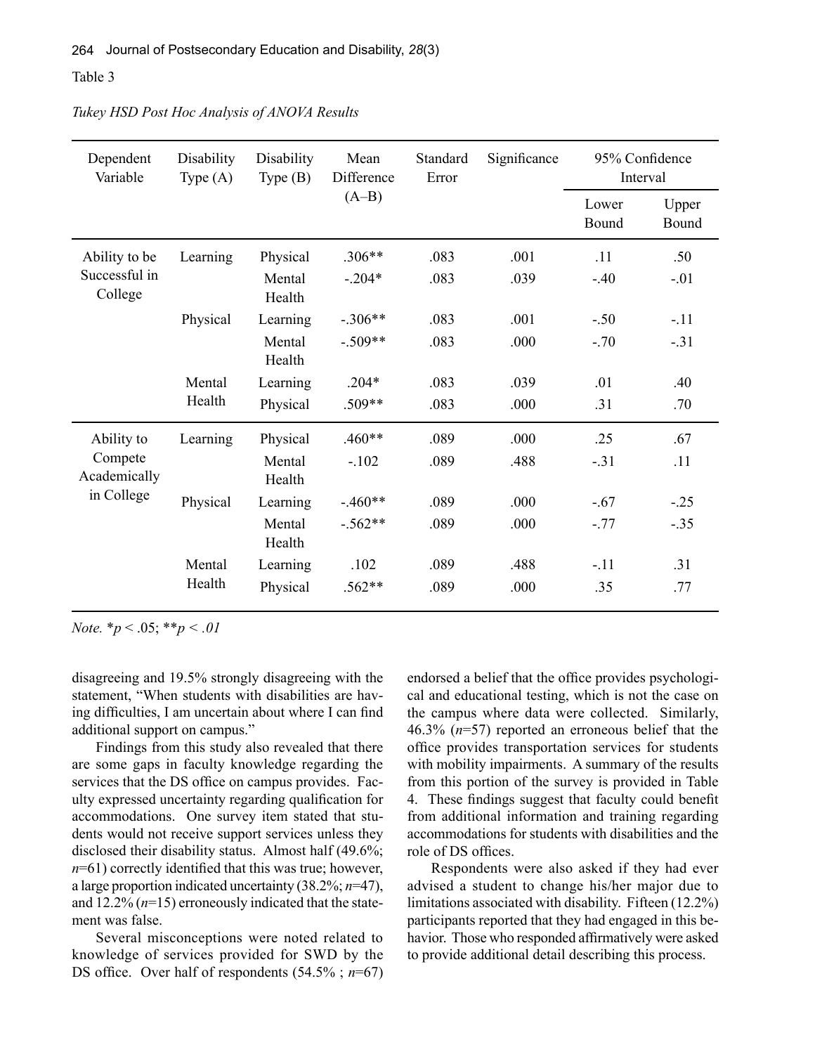Table 3

*Tukey HSD Post Hoc Analysis of ANOVA Results*

| Dependent Variable | Disability Type (A) | Disability Type (B) | Mean Difference (A–B) | Standard Error | Significance | 95% Confidence Interval | |
|---|---|---|---|---|---|---|---|
| | | | | | | Lower Bound | Upper Bound |
| Ability to be Successful in College | Learning | Physical | .306** | .083 | .001 | .11 | .50 |
| | | Mental Health | -.204* | .083 | .039 | -.40 | -.01 |
| | Physical | Learning | -.306** | .083 | .001 | -.50 | -.11 |
| | | Mental Health | -.509** | .083 | .000 | -.70 | -.31 |
| | Mental Health | Learning | .204* | .083 | .039 | .01 | .40 |
| | | Physical | .509** | .083 | .000 | .31 | .70 |
| Ability to Compete Academically in College | Learning | Physical | .460** | .089 | .000 | .25 | .67 |
| | | Mental Health | -.102 | .089 | .488 | -.31 | .11 |
| | Physical | Learning | -.460** | .089 | .000 | -.67 | -.25 |
| | | Mental Health | -.562** | .089 | .000 | -.77 | -.35 |
| | Mental Health | Learning | .102 | .089 | .488 | -.11 | .31 |
| | | Physical | .562** | .089 | .000 | .35 | .77 |

*Note.* *$p < .05$; **$p < .01$

disagreeing and 19.5% strongly disagreeing with the statement, "When students with disabilities are having difficulties, I am uncertain about where I can find additional support on campus."

Findings from this study also revealed that there are some gaps in faculty knowledge regarding the services that the DS office on campus provides. Faculty expressed uncertainty regarding qualification for accommodations. One survey item stated that students would not receive support services unless they disclosed their disability status. Almost half (49.6%; *n*=61) correctly identified that this was true; however, a large proportion indicated uncertainty (38.2%; *n*=47), and 12.2% (*n*=15) erroneously indicated that the statement was false.

Several misconceptions were noted related to knowledge of services provided for SWD by the DS office. Over half of respondents (54.5% ; *n*=67) endorsed a belief that the office provides psychological and educational testing, which is not the case on the campus where data were collected. Similarly, 46.3% (*n*=57) reported an erroneous belief that the office provides transportation services for students with mobility impairments. A summary of the results from this portion of the survey is provided in Table 4. These findings suggest that faculty could benefit from additional information and training regarding accommodations for students with disabilities and the role of DS offices.

Respondents were also asked if they had ever advised a student to change his/her major due to limitations associated with disability. Fifteen (12.2%) participants reported that they had engaged in this behavior. Those who responded affirmatively were asked to provide additional detail describing this process.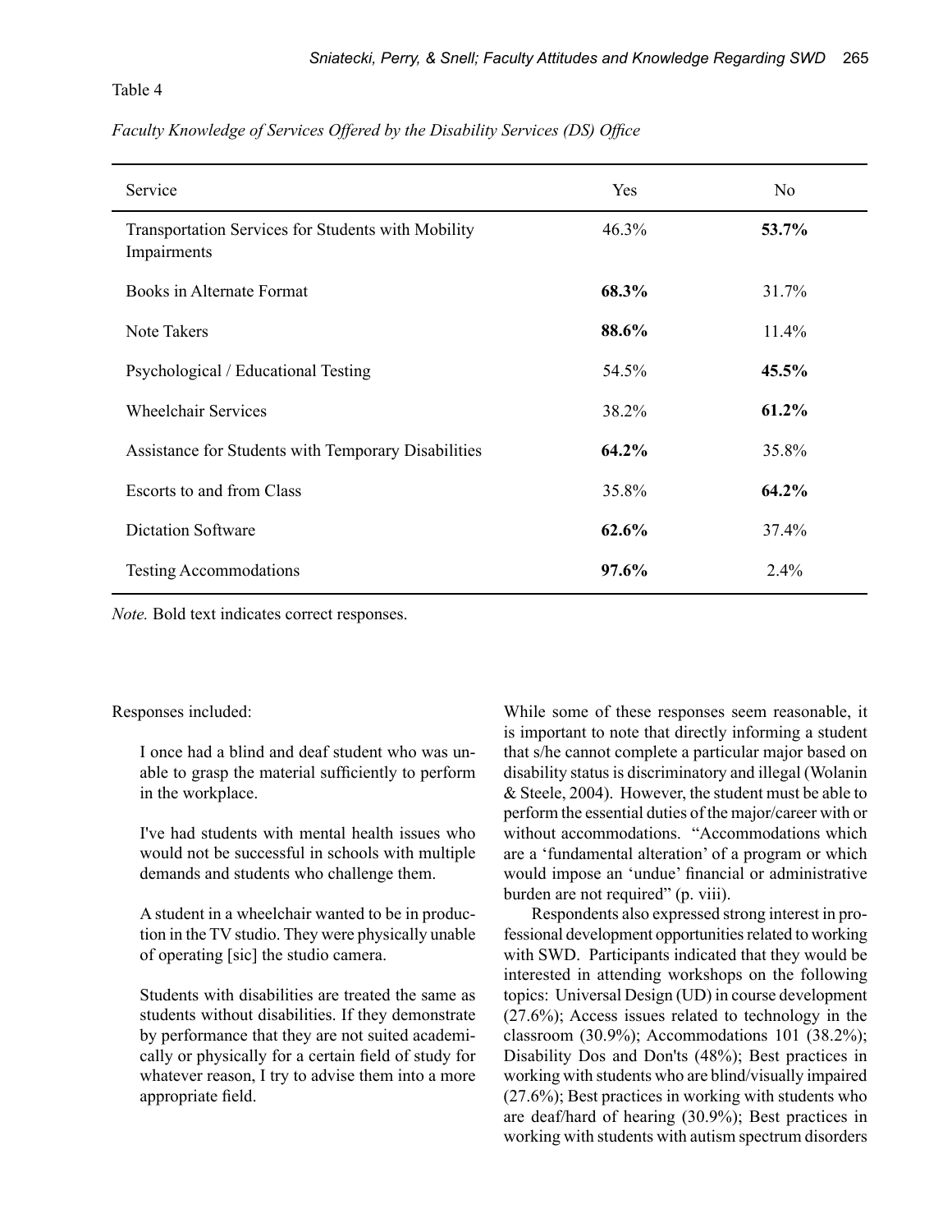Table 4

*Faculty Knowledge of Services Offered by the Disability Services (DS) Office*

| Service | Yes | No |
|---|---|---|
| Transportation Services for Students with Mobility Impairments | 46.3% | **53.7%** |
| Books in Alternate Format | **68.3%** | 31.7% |
| Note Takers | **88.6%** | 11.4% |
| Psychological / Educational Testing | 54.5% | **45.5%** |
| Wheelchair Services | 38.2% | **61.2%** |
| Assistance for Students with Temporary Disabilities | **64.2%** | 35.8% |
| Escorts to and from Class | 35.8% | **64.2%** |
| Dictation Software | **62.6%** | 37.4% |
| Testing Accommodations | **97.6%** | 2.4% |

*Note.* Bold text indicates correct responses.

Responses included:

> I once had a blind and deaf student who was unable to grasp the material sufficiently to perform in the workplace.
>
> I've had students with mental health issues who would not be successful in schools with multiple demands and students who challenge them.
>
> A student in a wheelchair wanted to be in production in the TV studio. They were physically unable of operating [sic] the studio camera.
>
> Students with disabilities are treated the same as students without disabilities. If they demonstrate by performance that they are not suited academically or physically for a certain field of study for whatever reason, I try to advise them into a more appropriate field.

While some of these responses seem reasonable, it is important to note that directly informing a student that s/he cannot complete a particular major based on disability status is discriminatory and illegal (Wolanin & Steele, 2004). However, the student must be able to perform the essential duties of the major/career with or without accommodations. "Accommodations which are a 'fundamental alteration' of a program or which would impose an 'undue' financial or administrative burden are not required" (p. viii).

Respondents also expressed strong interest in professional development opportunities related to working with SWD. Participants indicated that they would be interested in attending workshops on the following topics: Universal Design (UD) in course development (27.6%); Access issues related to technology in the classroom (30.9%); Accommodations 101 (38.2%); Disability Dos and Don'ts (48%); Best practices in working with students who are blind/visually impaired (27.6%); Best practices in working with students who are deaf/hard of hearing (30.9%); Best practices in working with students with autism spectrum disorders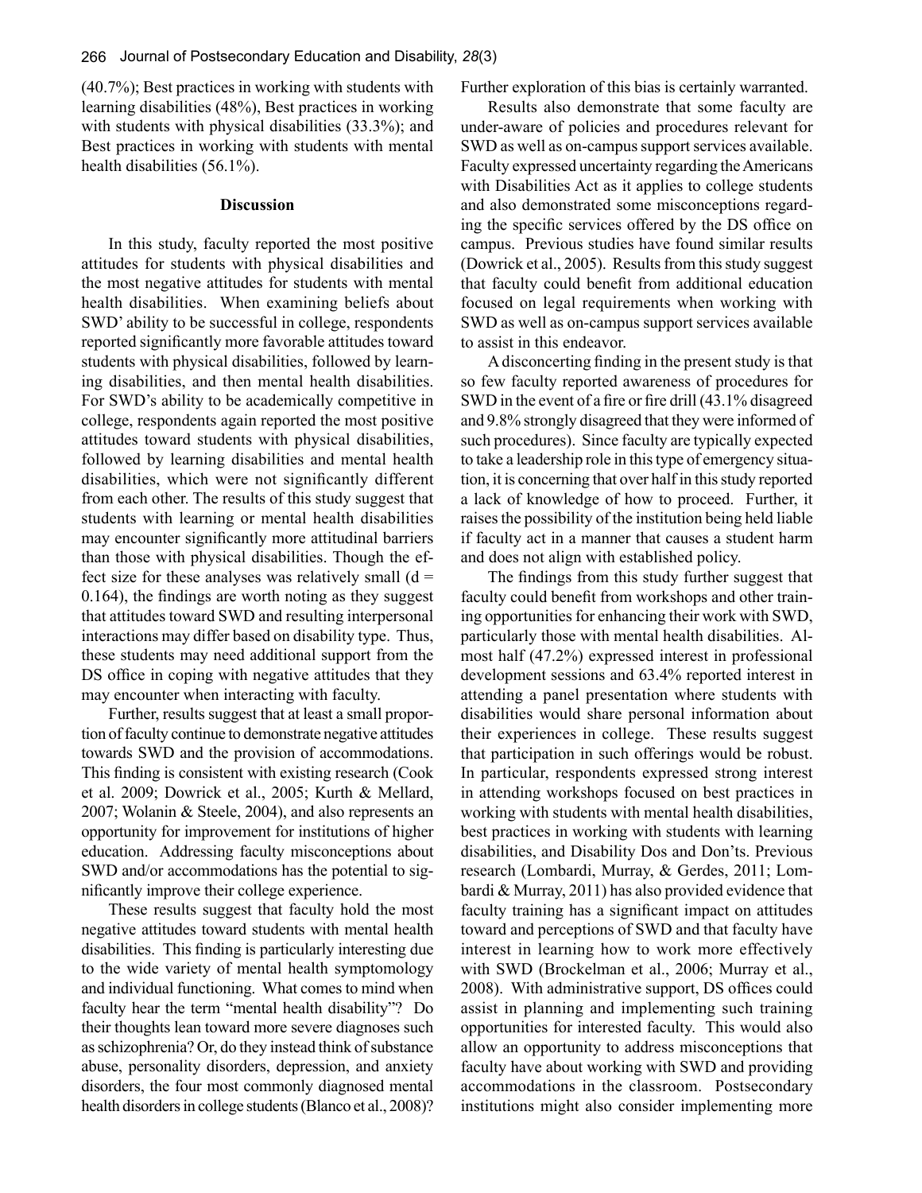(40.7%); Best practices in working with students with learning disabilities (48%), Best practices in working with students with physical disabilities (33.3%); and Best practices in working with students with mental health disabilities (56.1%).

## Discussion

In this study, faculty reported the most positive attitudes for students with physical disabilities and the most negative attitudes for students with mental health disabilities. When examining beliefs about SWD' ability to be successful in college, respondents reported significantly more favorable attitudes toward students with physical disabilities, followed by learning disabilities, and then mental health disabilities. For SWD's ability to be academically competitive in college, respondents again reported the most positive attitudes toward students with physical disabilities, followed by learning disabilities and mental health disabilities, which were not significantly different from each other. The results of this study suggest that students with learning or mental health disabilities may encounter significantly more attitudinal barriers than those with physical disabilities. Though the effect size for these analyses was relatively small ($d = 0.164$), the findings are worth noting as they suggest that attitudes toward SWD and resulting interpersonal interactions may differ based on disability type. Thus, these students may need additional support from the DS office in coping with negative attitudes that they may encounter when interacting with faculty.

Further, results suggest that at least a small proportion of faculty continue to demonstrate negative attitudes towards SWD and the provision of accommodations. This finding is consistent with existing research (Cook et al. 2009; Dowrick et al., 2005; Kurth & Mellard, 2007; Wolanin & Steele, 2004), and also represents an opportunity for improvement for institutions of higher education. Addressing faculty misconceptions about SWD and/or accommodations has the potential to significantly improve their college experience.

These results suggest that faculty hold the most negative attitudes toward students with mental health disabilities. This finding is particularly interesting due to the wide variety of mental health symptomology and individual functioning. What comes to mind when faculty hear the term "mental health disability"? Do their thoughts lean toward more severe diagnoses such as schizophrenia? Or, do they instead think of substance abuse, personality disorders, depression, and anxiety disorders, the four most commonly diagnosed mental health disorders in college students (Blanco et al., 2008)? Further exploration of this bias is certainly warranted.

Results also demonstrate that some faculty are under-aware of policies and procedures relevant for SWD as well as on-campus support services available. Faculty expressed uncertainty regarding the Americans with Disabilities Act as it applies to college students and also demonstrated some misconceptions regarding the specific services offered by the DS office on campus. Previous studies have found similar results (Dowrick et al., 2005). Results from this study suggest that faculty could benefit from additional education focused on legal requirements when working with SWD as well as on-campus support services available to assist in this endeavor.

A disconcerting finding in the present study is that so few faculty reported awareness of procedures for SWD in the event of a fire or fire drill (43.1% disagreed and 9.8% strongly disagreed that they were informed of such procedures). Since faculty are typically expected to take a leadership role in this type of emergency situation, it is concerning that over half in this study reported a lack of knowledge of how to proceed. Further, it raises the possibility of the institution being held liable if faculty act in a manner that causes a student harm and does not align with established policy.

The findings from this study further suggest that faculty could benefit from workshops and other training opportunities for enhancing their work with SWD, particularly those with mental health disabilities. Almost half (47.2%) expressed interest in professional development sessions and 63.4% reported interest in attending a panel presentation where students with disabilities would share personal information about their experiences in college. These results suggest that participation in such offerings would be robust. In particular, respondents expressed strong interest in attending workshops focused on best practices in working with students with mental health disabilities, best practices in working with students with learning disabilities, and Disability Dos and Don'ts. Previous research (Lombardi, Murray, & Gerdes, 2011; Lombardi & Murray, 2011) has also provided evidence that faculty training has a significant impact on attitudes toward and perceptions of SWD and that faculty have interest in learning how to work more effectively with SWD (Brockelman et al., 2006; Murray et al., 2008). With administrative support, DS offices could assist in planning and implementing such training opportunities for interested faculty. This would also allow an opportunity to address misconceptions that faculty have about working with SWD and providing accommodations in the classroom. Postsecondary institutions might also consider implementing more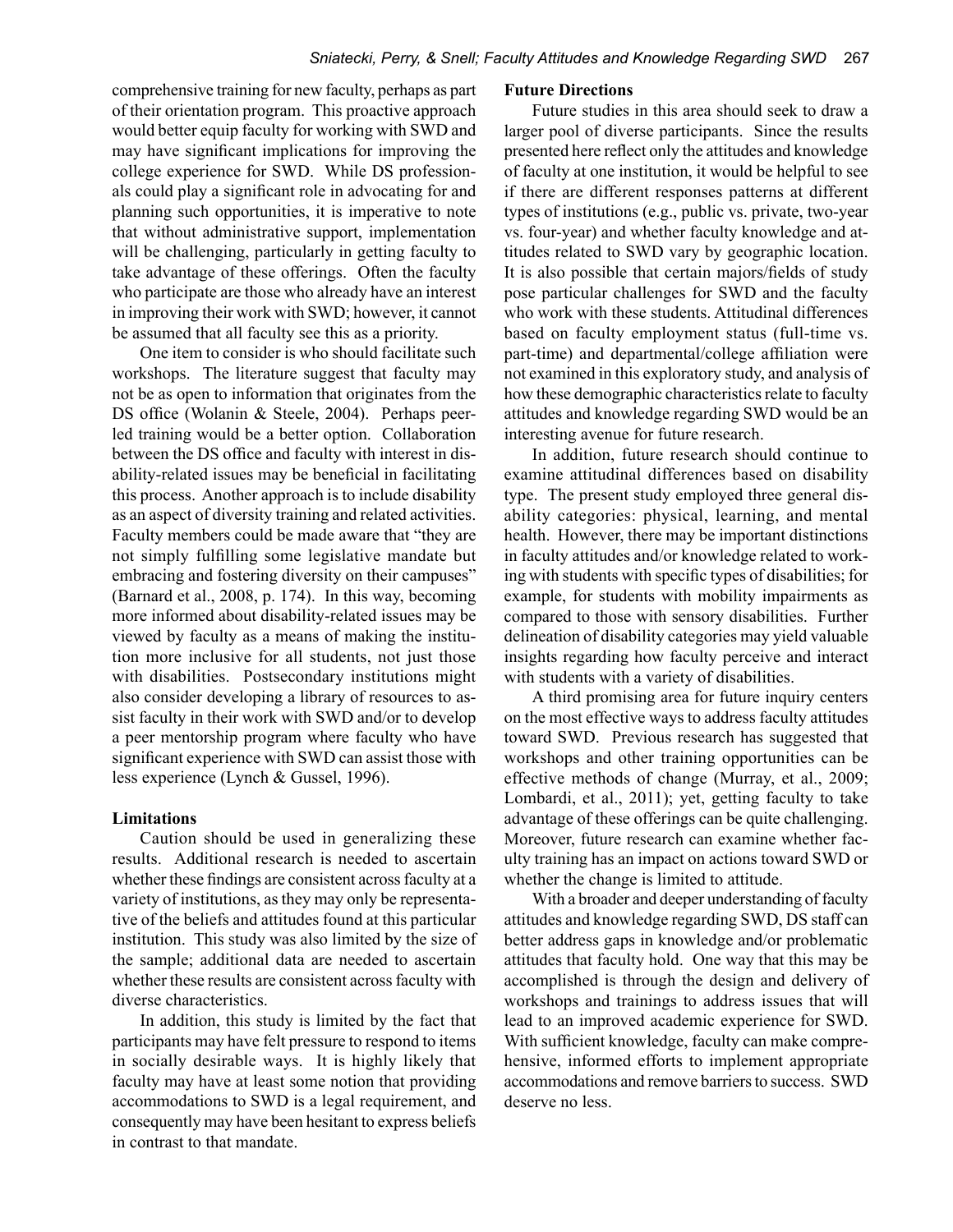comprehensive training for new faculty, perhaps as part of their orientation program. This proactive approach would better equip faculty for working with SWD and may have significant implications for improving the college experience for SWD. While DS professionals could play a significant role in advocating for and planning such opportunities, it is imperative to note that without administrative support, implementation will be challenging, particularly in getting faculty to take advantage of these offerings. Often the faculty who participate are those who already have an interest in improving their work with SWD; however, it cannot be assumed that all faculty see this as a priority.

One item to consider is who should facilitate such workshops. The literature suggest that faculty may not be as open to information that originates from the DS office (Wolanin & Steele, 2004). Perhaps peer-led training would be a better option. Collaboration between the DS office and faculty with interest in disability-related issues may be beneficial in facilitating this process. Another approach is to include disability as an aspect of diversity training and related activities. Faculty members could be made aware that "they are not simply fulfilling some legislative mandate but embracing and fostering diversity on their campuses" (Barnard et al., 2008, p. 174). In this way, becoming more informed about disability-related issues may be viewed by faculty as a means of making the institution more inclusive for all students, not just those with disabilities. Postsecondary institutions might also consider developing a library of resources to assist faculty in their work with SWD and/or to develop a peer mentorship program where faculty who have significant experience with SWD can assist those with less experience (Lynch & Gussel, 1996).

### Limitations

Caution should be used in generalizing these results. Additional research is needed to ascertain whether these findings are consistent across faculty at a variety of institutions, as they may only be representative of the beliefs and attitudes found at this particular institution. This study was also limited by the size of the sample; additional data are needed to ascertain whether these results are consistent across faculty with diverse characteristics.

In addition, this study is limited by the fact that participants may have felt pressure to respond to items in socially desirable ways. It is highly likely that faculty may have at least some notion that providing accommodations to SWD is a legal requirement, and consequently may have been hesitant to express beliefs in contrast to that mandate.

### Future Directions

Future studies in this area should seek to draw a larger pool of diverse participants. Since the results presented here reflect only the attitudes and knowledge of faculty at one institution, it would be helpful to see if there are different responses patterns at different types of institutions (e.g., public vs. private, two-year vs. four-year) and whether faculty knowledge and attitudes related to SWD vary by geographic location. It is also possible that certain majors/fields of study pose particular challenges for SWD and the faculty who work with these students. Attitudinal differences based on faculty employment status (full-time vs. part-time) and departmental/college affiliation were not examined in this exploratory study, and analysis of how these demographic characteristics relate to faculty attitudes and knowledge regarding SWD would be an interesting avenue for future research.

In addition, future research should continue to examine attitudinal differences based on disability type. The present study employed three general disability categories: physical, learning, and mental health. However, there may be important distinctions in faculty attitudes and/or knowledge related to working with students with specific types of disabilities; for example, for students with mobility impairments as compared to those with sensory disabilities. Further delineation of disability categories may yield valuable insights regarding how faculty perceive and interact with students with a variety of disabilities.

A third promising area for future inquiry centers on the most effective ways to address faculty attitudes toward SWD. Previous research has suggested that workshops and other training opportunities can be effective methods of change (Murray, et al., 2009; Lombardi, et al., 2011); yet, getting faculty to take advantage of these offerings can be quite challenging. Moreover, future research can examine whether faculty training has an impact on actions toward SWD or whether the change is limited to attitude.

With a broader and deeper understanding of faculty attitudes and knowledge regarding SWD, DS staff can better address gaps in knowledge and/or problematic attitudes that faculty hold. One way that this may be accomplished is through the design and delivery of workshops and trainings to address issues that will lead to an improved academic experience for SWD. With sufficient knowledge, faculty can make comprehensive, informed efforts to implement appropriate accommodations and remove barriers to success. SWD deserve no less.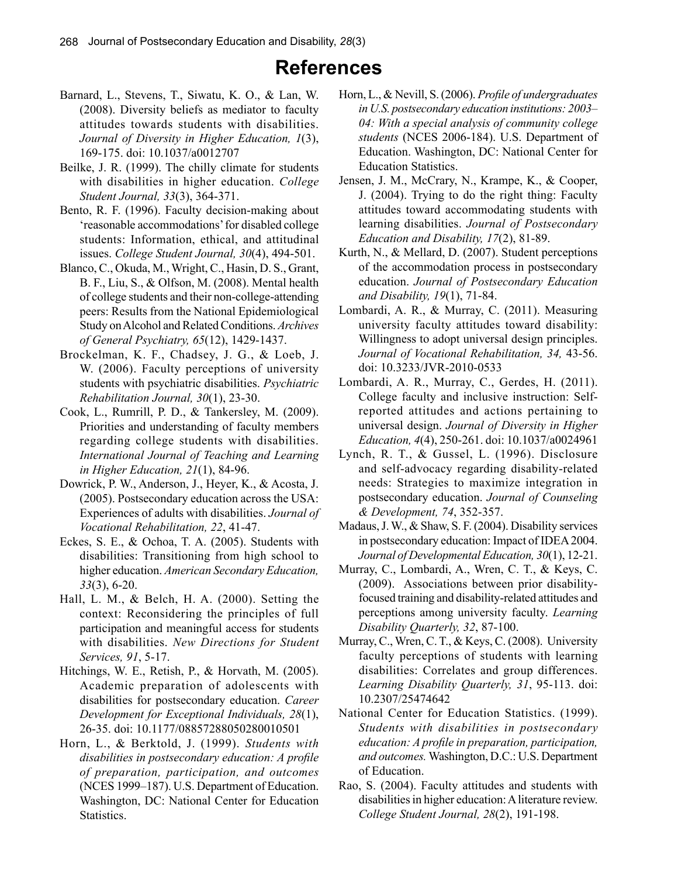# References

Barnard, L., Stevens, T., Siwatu, K. O., & Lan, W. (2008). Diversity beliefs as mediator to faculty attitudes towards students with disabilities. *Journal of Diversity in Higher Education, 1*(3), 169-175. doi: 10.1037/a0012707

Beilke, J. R. (1999). The chilly climate for students with disabilities in higher education. *College Student Journal, 33*(3), 364-371.

Bento, R. F. (1996). Faculty decision-making about 'reasonable accommodations' for disabled college students: Information, ethical, and attitudinal issues. *College Student Journal, 30*(4), 494-501.

Blanco, C., Okuda, M., Wright, C., Hasin, D. S., Grant, B. F., Liu, S., & Olfson, M. (2008). Mental health of college students and their non-college-attending peers: Results from the National Epidemiological Study on Alcohol and Related Conditions. *Archives of General Psychiatry, 65*(12), 1429-1437.

Brockelman, K. F., Chadsey, J. G., & Loeb, J. W. (2006). Faculty perceptions of university students with psychiatric disabilities. *Psychiatric Rehabilitation Journal, 30*(1), 23-30.

Cook, L., Rumrill, P. D., & Tankersley, M. (2009). Priorities and understanding of faculty members regarding college students with disabilities. *International Journal of Teaching and Learning in Higher Education, 21*(1), 84-96.

Dowrick, P. W., Anderson, J., Heyer, K., & Acosta, J. (2005). Postsecondary education across the USA: Experiences of adults with disabilities. *Journal of Vocational Rehabilitation, 22*, 41-47.

Eckes, S. E., & Ochoa, T. A. (2005). Students with disabilities: Transitioning from high school to higher education. *American Secondary Education, 33*(3), 6-20.

Hall, L. M., & Belch, H. A. (2000). Setting the context: Reconsidering the principles of full participation and meaningful access for students with disabilities. *New Directions for Student Services, 91*, 5-17.

Hitchings, W. E., Retish, P., & Horvath, M. (2005). Academic preparation of adolescents with disabilities for postsecondary education. *Career Development for Exceptional Individuals, 28*(1), 26-35. doi: 10.1177/08857288050280010501

Horn, L., & Berktold, J. (1999). *Students with disabilities in postsecondary education: A profile of preparation, participation, and outcomes* (NCES 1999–187). U.S. Department of Education. Washington, DC: National Center for Education Statistics.

Horn, L., & Nevill, S. (2006). *Profile of undergraduates in U.S. postsecondary education institutions: 2003–04: With a special analysis of community college students* (NCES 2006-184). U.S. Department of Education. Washington, DC: National Center for Education Statistics.

Jensen, J. M., McCrary, N., Krampe, K., & Cooper, J. (2004). Trying to do the right thing: Faculty attitudes toward accommodating students with learning disabilities. *Journal of Postsecondary Education and Disability, 17*(2), 81-89.

Kurth, N., & Mellard, D. (2007). Student perceptions of the accommodation process in postsecondary education. *Journal of Postsecondary Education and Disability, 19*(1), 71-84.

Lombardi, A. R., & Murray, C. (2011). Measuring university faculty attitudes toward disability: Willingness to adopt universal design principles. *Journal of Vocational Rehabilitation, 34,* 43-56. doi: 10.3233/JVR-2010-0533

Lombardi, A. R., Murray, C., Gerdes, H. (2011). College faculty and inclusive instruction: Self-reported attitudes and actions pertaining to universal design. *Journal of Diversity in Higher Education, 4*(4), 250-261. doi: 10.1037/a0024961

Lynch, R. T., & Gussel, L. (1996). Disclosure and self-advocacy regarding disability-related needs: Strategies to maximize integration in postsecondary education. *Journal of Counseling & Development, 74*, 352-357.

Madaus, J. W., & Shaw, S. F. (2004). Disability services in postsecondary education: Impact of IDEA 2004. *Journal of Developmental Education, 30*(1), 12-21.

Murray, C., Lombardi, A., Wren, C. T., & Keys, C. (2009). Associations between prior disability-focused training and disability-related attitudes and perceptions among university faculty. *Learning Disability Quarterly, 32*, 87-100.

Murray, C., Wren, C. T., & Keys, C. (2008). University faculty perceptions of students with learning disabilities: Correlates and group differences. *Learning Disability Quarterly, 31*, 95-113. doi: 10.2307/25474642

National Center for Education Statistics. (1999). *Students with disabilities in postsecondary education: A profile in preparation, participation, and outcomes.* Washington, D.C.: U.S. Department of Education.

Rao, S. (2004). Faculty attitudes and students with disabilities in higher education: A literature review. *College Student Journal, 28*(2), 191-198.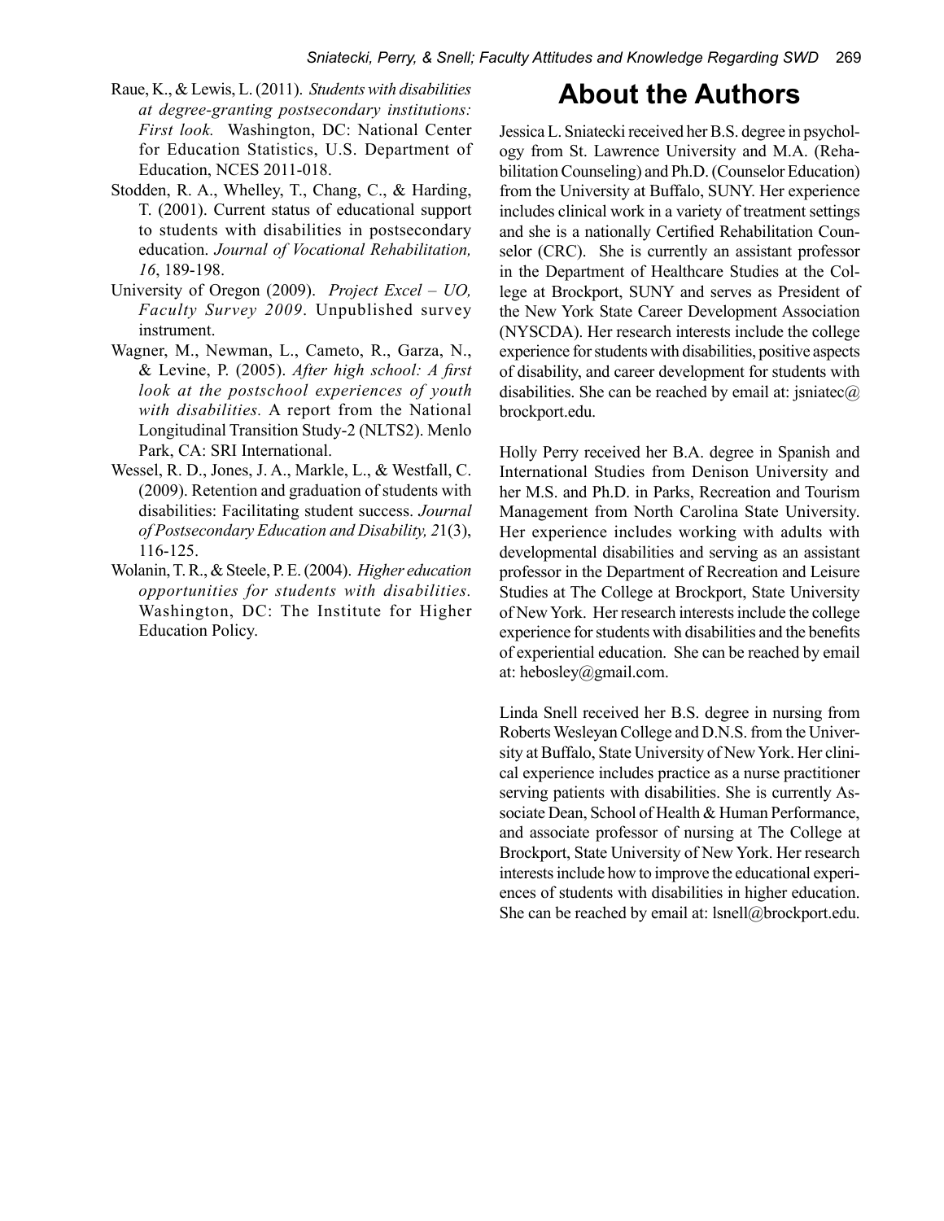Raue, K., & Lewis, L. (2011). *Students with disabilities at degree-granting postsecondary institutions: First look.* Washington, DC: National Center for Education Statistics, U.S. Department of Education, NCES 2011-018.

Stodden, R. A., Whelley, T., Chang, C., & Harding, T. (2001). Current status of educational support to students with disabilities in postsecondary education. *Journal of Vocational Rehabilitation, 16*, 189-198.

University of Oregon (2009). *Project Excel – UO, Faculty Survey 2009*. Unpublished survey instrument.

Wagner, M., Newman, L., Cameto, R., Garza, N., & Levine, P. (2005). *After high school: A first look at the postschool experiences of youth with disabilities.* A report from the National Longitudinal Transition Study-2 (NLTS2). Menlo Park, CA: SRI International.

Wessel, R. D., Jones, J. A., Markle, L., & Westfall, C. (2009). Retention and graduation of students with disabilities: Facilitating student success. *Journal of Postsecondary Education and Disability, 21*(3), 116-125.

Wolanin, T. R., & Steele, P. E. (2004). *Higher education opportunities for students with disabilities.* Washington, DC: The Institute for Higher Education Policy.

## About the Authors

Jessica L. Sniatecki received her B.S. degree in psychology from St. Lawrence University and M.A. (Rehabilitation Counseling) and Ph.D. (Counselor Education) from the University at Buffalo, SUNY. Her experience includes clinical work in a variety of treatment settings and she is a nationally Certified Rehabilitation Counselor (CRC). She is currently an assistant professor in the Department of Healthcare Studies at the College at Brockport, SUNY and serves as President of the New York State Career Development Association (NYSCDA). Her research interests include the college experience for students with disabilities, positive aspects of disability, and career development for students with disabilities. She can be reached by email at: jsniatec@brockport.edu.

Holly Perry received her B.A. degree in Spanish and International Studies from Denison University and her M.S. and Ph.D. in Parks, Recreation and Tourism Management from North Carolina State University. Her experience includes working with adults with developmental disabilities and serving as an assistant professor in the Department of Recreation and Leisure Studies at The College at Brockport, State University of New York. Her research interests include the college experience for students with disabilities and the benefits of experiential education. She can be reached by email at: hebosley@gmail.com.

Linda Snell received her B.S. degree in nursing from Roberts Wesleyan College and D.N.S. from the University at Buffalo, State University of New York. Her clinical experience includes practice as a nurse practitioner serving patients with disabilities. She is currently Associate Dean, School of Health & Human Performance, and associate professor of nursing at The College at Brockport, State University of New York. Her research interests include how to improve the educational experiences of students with disabilities in higher education. She can be reached by email at: lsnell@brockport.edu.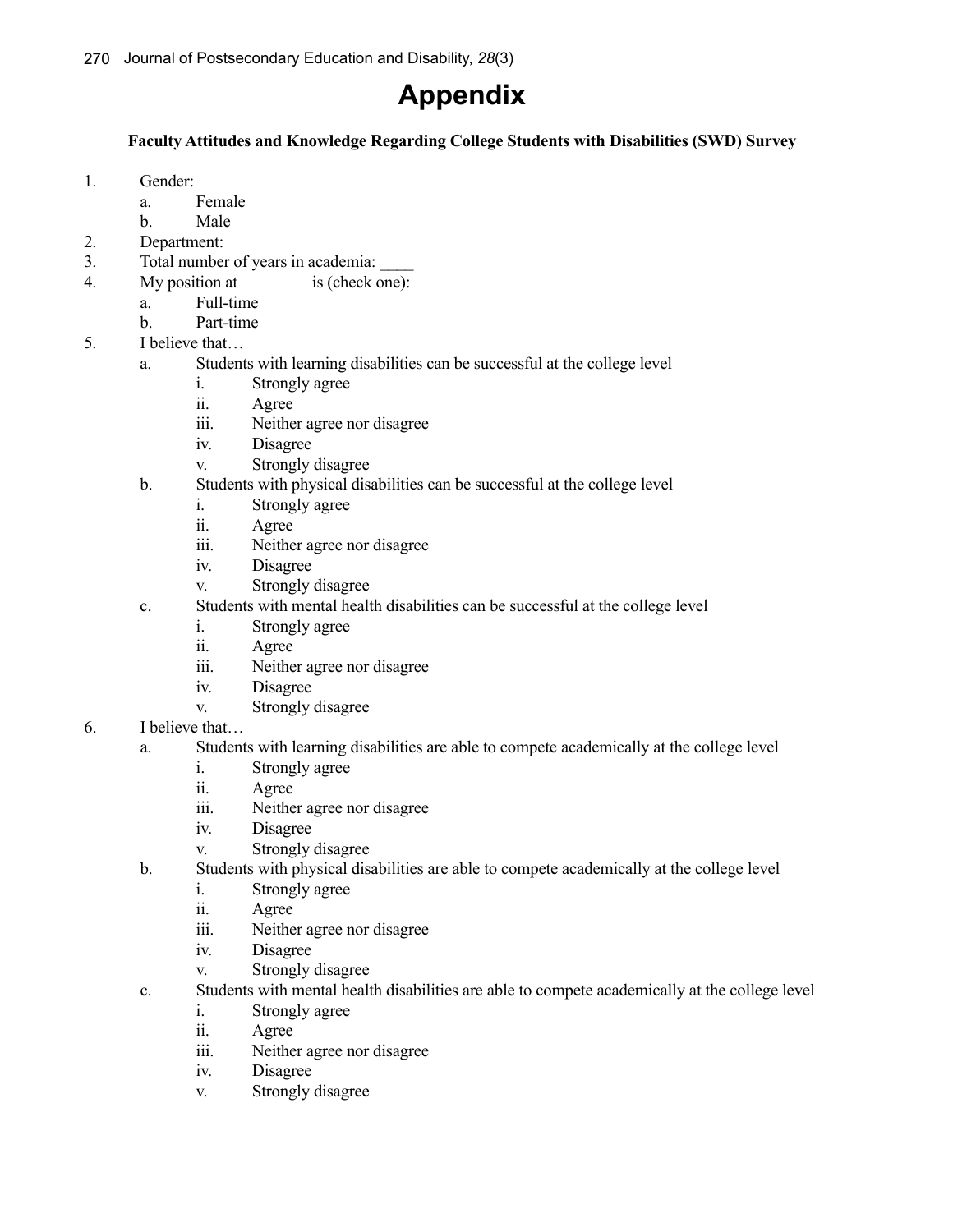# Appendix

**Faculty Attitudes and Knowledge Regarding College Students with Disabilities (SWD) Survey**

1. Gender:
    a. Female
    b. Male
2. Department:
3. Total number of years in academia: ____
4. My position at            is (check one):
    a. Full-time
    b. Part-time
5. I believe that…
    a. Students with learning disabilities can be successful at the college level
        i. Strongly agree
        ii. Agree
        iii. Neither agree nor disagree
        iv. Disagree
        v. Strongly disagree
    b. Students with physical disabilities can be successful at the college level
        i. Strongly agree
        ii. Agree
        iii. Neither agree nor disagree
        iv. Disagree
        v. Strongly disagree
    c. Students with mental health disabilities can be successful at the college level
        i. Strongly agree
        ii. Agree
        iii. Neither agree nor disagree
        iv. Disagree
        v. Strongly disagree
6. I believe that…
    a. Students with learning disabilities are able to compete academically at the college level
        i. Strongly agree
        ii. Agree
        iii. Neither agree nor disagree
        iv. Disagree
        v. Strongly disagree
    b. Students with physical disabilities are able to compete academically at the college level
        i. Strongly agree
        ii. Agree
        iii. Neither agree nor disagree
        iv. Disagree
        v. Strongly disagree
    c. Students with mental health disabilities are able to compete academically at the college level
        i. Strongly agree
        ii. Agree
        iii. Neither agree nor disagree
        iv. Disagree
        v. Strongly disagree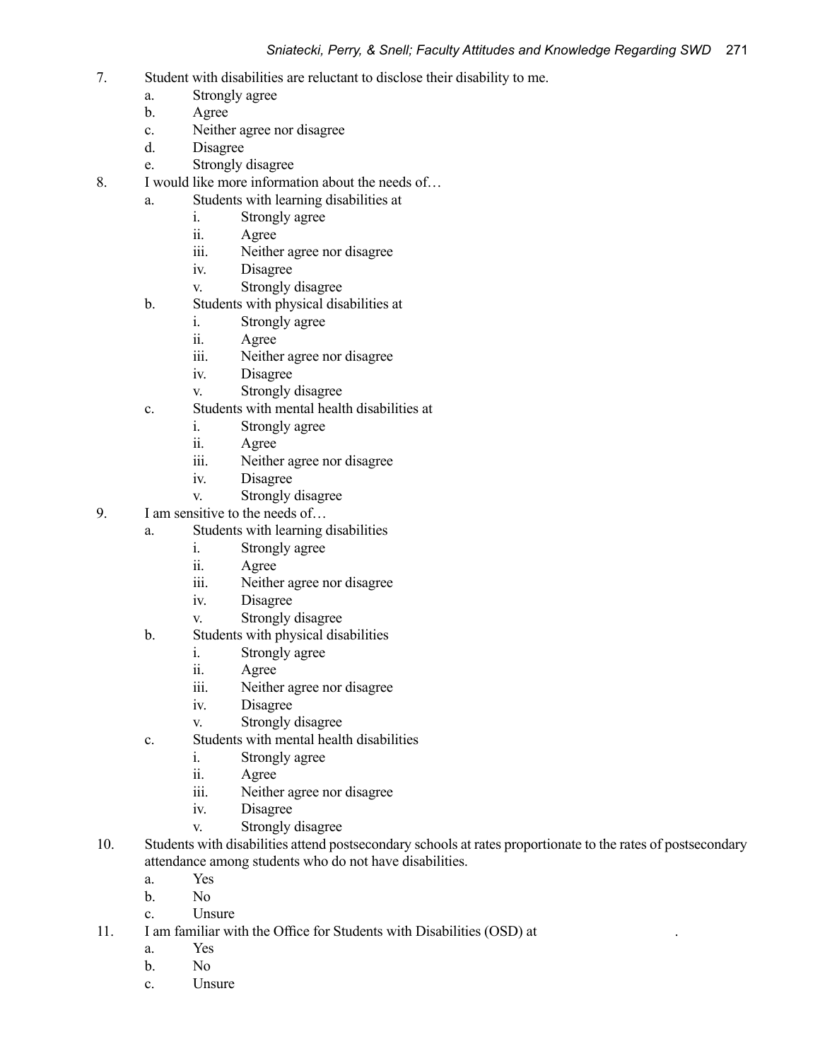7. Student with disabilities are reluctant to disclose their disability to me.
    a. Strongly agree
    b. Agree
    c. Neither agree nor disagree
    d. Disagree
    e. Strongly disagree
8. I would like more information about the needs of…
    a. Students with learning disabilities at
        i. Strongly agree
        ii. Agree
        iii. Neither agree nor disagree
        iv. Disagree
        v. Strongly disagree
    b. Students with physical disabilities at
        i. Strongly agree
        ii. Agree
        iii. Neither agree nor disagree
        iv. Disagree
        v. Strongly disagree
    c. Students with mental health disabilities at
        i. Strongly agree
        ii. Agree
        iii. Neither agree nor disagree
        iv. Disagree
        v. Strongly disagree
9. I am sensitive to the needs of…
    a. Students with learning disabilities
        i. Strongly agree
        ii. Agree
        iii. Neither agree nor disagree
        iv. Disagree
        v. Strongly disagree
    b. Students with physical disabilities
        i. Strongly agree
        ii. Agree
        iii. Neither agree nor disagree
        iv. Disagree
        v. Strongly disagree
    c. Students with mental health disabilities
        i. Strongly agree
        ii. Agree
        iii. Neither agree nor disagree
        iv. Disagree
        v. Strongly disagree
10. Students with disabilities attend postsecondary schools at rates proportionate to the rates of postsecondary attendance among students who do not have disabilities.
    a. Yes
    b. No
    c. Unsure
11. I am familiar with the Office for Students with Disabilities (OSD) at .
    a. Yes
    b. No
    c. Unsure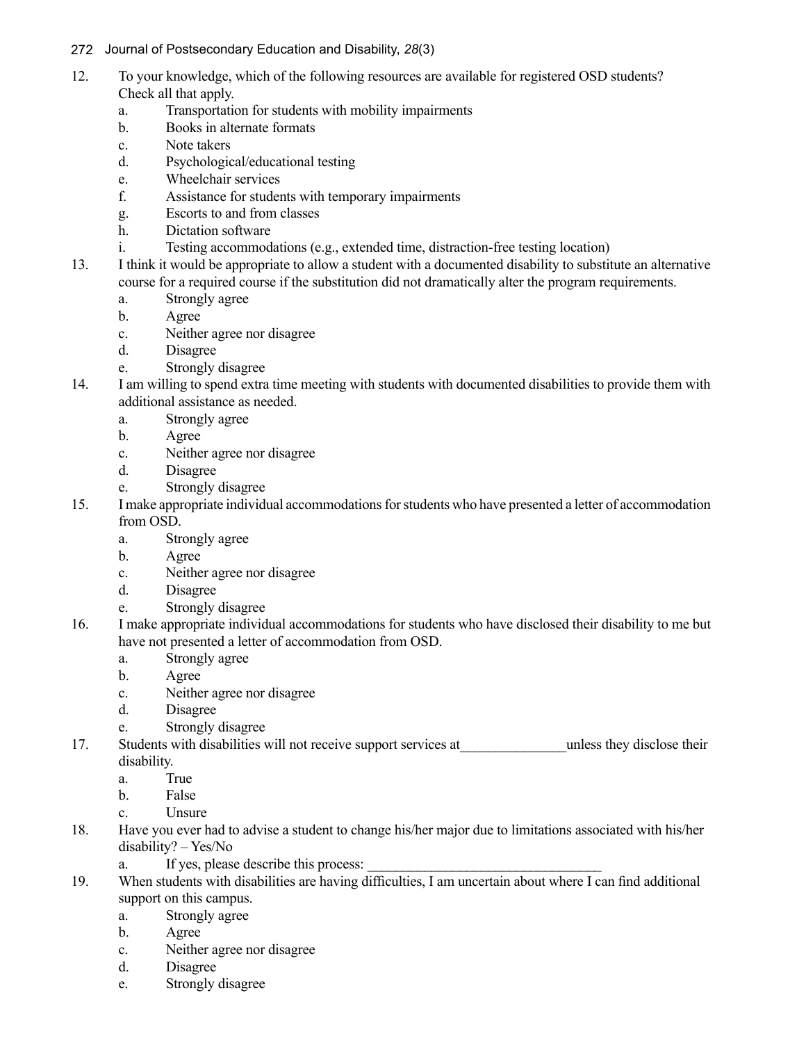12. To your knowledge, which of the following resources are available for registered OSD students? Check all that apply.
    a. Transportation for students with mobility impairments
    b. Books in alternate formats
    c. Note takers
    d. Psychological/educational testing
    e. Wheelchair services
    f. Assistance for students with temporary impairments
    g. Escorts to and from classes
    h. Dictation software
    i. Testing accommodations (e.g., extended time, distraction-free testing location)
13. I think it would be appropriate to allow a student with a documented disability to substitute an alternative course for a required course if the substitution did not dramatically alter the program requirements.
    a. Strongly agree
    b. Agree
    c. Neither agree nor disagree
    d. Disagree
    e. Strongly disagree
14. I am willing to spend extra time meeting with students with documented disabilities to provide them with additional assistance as needed.
    a. Strongly agree
    b. Agree
    c. Neither agree nor disagree
    d. Disagree
    e. Strongly disagree
15. I make appropriate individual accommodations for students who have presented a letter of accommodation from OSD.
    a. Strongly agree
    b. Agree
    c. Neither agree nor disagree
    d. Disagree
    e. Strongly disagree
16. I make appropriate individual accommodations for students who have disclosed their disability to me but have not presented a letter of accommodation from OSD.
    a. Strongly agree
    b. Agree
    c. Neither agree nor disagree
    d. Disagree
    e. Strongly disagree
17. Students with disabilities will not receive support services at_______________unless they disclose their disability.
    a. True
    b. False
    c. Unsure
18. Have you ever had to advise a student to change his/her major due to limitations associated with his/her disability? – Yes/No
    a. If yes, please describe this process: __________________________________
19. When students with disabilities are having difficulties, I am uncertain about where I can find additional support on this campus.
    a. Strongly agree
    b. Agree
    c. Neither agree nor disagree
    d. Disagree
    e. Strongly disagree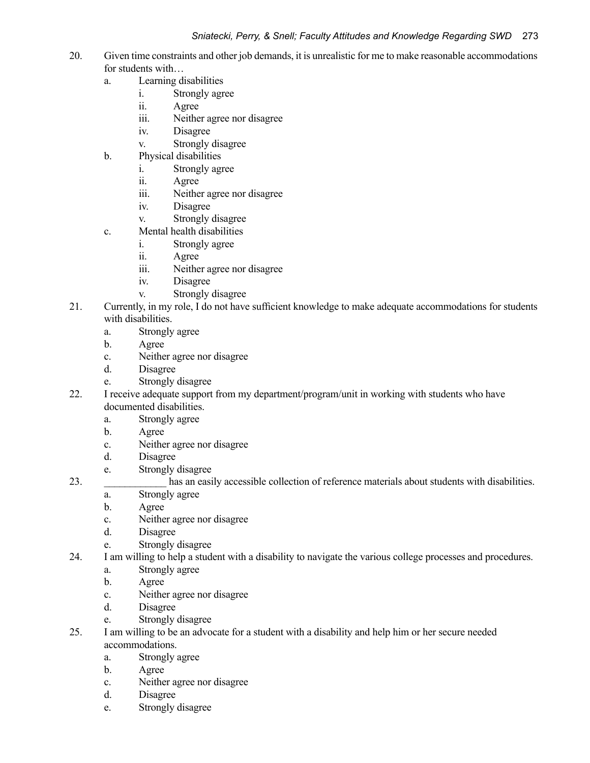20. Given time constraints and other job demands, it is unrealistic for me to make reasonable accommodations for students with…
    a. Learning disabilities
        i. Strongly agree
        ii. Agree
        iii. Neither agree nor disagree
        iv. Disagree
        v. Strongly disagree
    b. Physical disabilities
        i. Strongly agree
        ii. Agree
        iii. Neither agree nor disagree
        iv. Disagree
        v. Strongly disagree
    c. Mental health disabilities
        i. Strongly agree
        ii. Agree
        iii. Neither agree nor disagree
        iv. Disagree
        v. Strongly disagree
21. Currently, in my role, I do not have sufficient knowledge to make adequate accommodations for students with disabilities.
    a. Strongly agree
    b. Agree
    c. Neither agree nor disagree
    d. Disagree
    e. Strongly disagree
22. I receive adequate support from my department/program/unit in working with students who have documented disabilities.
    a. Strongly agree
    b. Agree
    c. Neither agree nor disagree
    d. Disagree
    e. Strongly disagree
23. ____________ has an easily accessible collection of reference materials about students with disabilities.
    a. Strongly agree
    b. Agree
    c. Neither agree nor disagree
    d. Disagree
    e. Strongly disagree
24. I am willing to help a student with a disability to navigate the various college processes and procedures.
    a. Strongly agree
    b. Agree
    c. Neither agree nor disagree
    d. Disagree
    e. Strongly disagree
25. I am willing to be an advocate for a student with a disability and help him or her secure needed accommodations.
    a. Strongly agree
    b. Agree
    c. Neither agree nor disagree
    d. Disagree
    e. Strongly disagree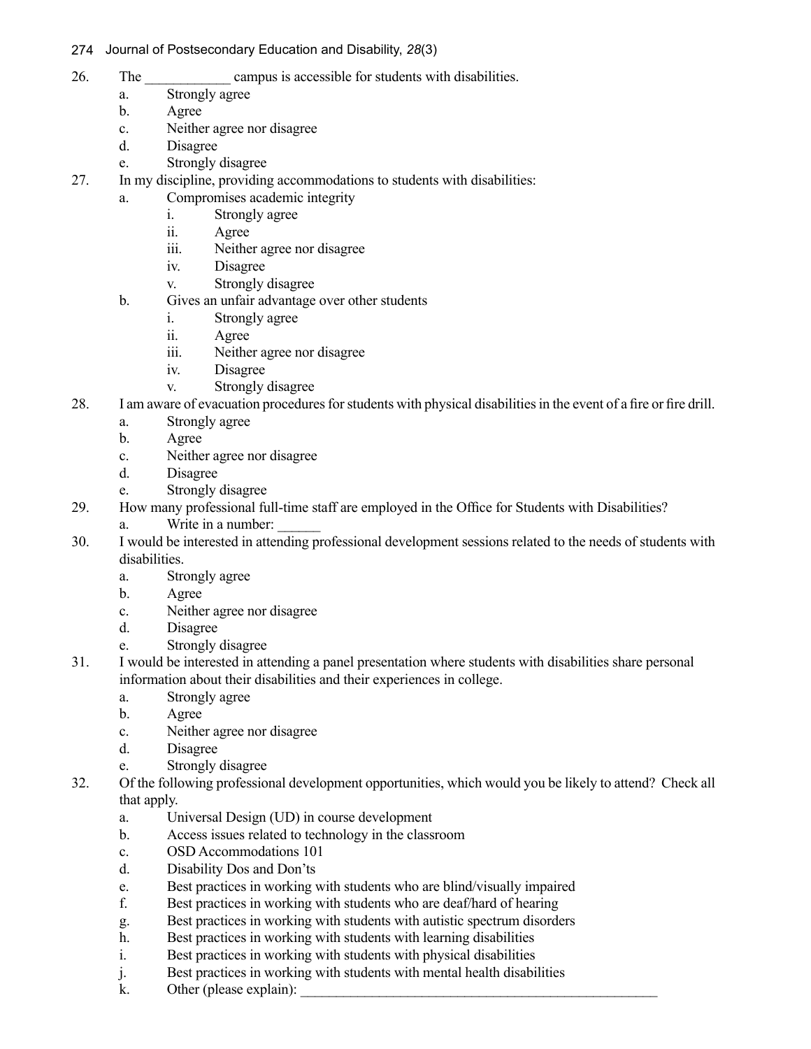26. The ____________ campus is accessible for students with disabilities.
    a. Strongly agree
    b. Agree
    c. Neither agree nor disagree
    d. Disagree
    e. Strongly disagree
27. In my discipline, providing accommodations to students with disabilities:
    a. Compromises academic integrity
        i. Strongly agree
        ii. Agree
        iii. Neither agree nor disagree
        iv. Disagree
        v. Strongly disagree
    b. Gives an unfair advantage over other students
        i. Strongly agree
        ii. Agree
        iii. Neither agree nor disagree
        iv. Disagree
        v. Strongly disagree
28. I am aware of evacuation procedures for students with physical disabilities in the event of a fire or fire drill.
    a. Strongly agree
    b. Agree
    c. Neither agree nor disagree
    d. Disagree
    e. Strongly disagree
29. How many professional full-time staff are employed in the Office for Students with Disabilities?
    a. Write in a number: ______
30. I would be interested in attending professional development sessions related to the needs of students with disabilities.
    a. Strongly agree
    b. Agree
    c. Neither agree nor disagree
    d. Disagree
    e. Strongly disagree
31. I would be interested in attending a panel presentation where students with disabilities share personal information about their disabilities and their experiences in college.
    a. Strongly agree
    b. Agree
    c. Neither agree nor disagree
    d. Disagree
    e. Strongly disagree
32. Of the following professional development opportunities, which would you be likely to attend? Check all that apply.
    a. Universal Design (UD) in course development
    b. Access issues related to technology in the classroom
    c. OSD Accommodations 101
    d. Disability Dos and Don'ts
    e. Best practices in working with students who are blind/visually impaired
    f. Best practices in working with students who are deaf/hard of hearing
    g. Best practices in working with students with autistic spectrum disorders
    h. Best practices in working with students with learning disabilities
    i. Best practices in working with students with physical disabilities
    j. Best practices in working with students with mental health disabilities
    k. Other (please explain): ____________________________________________________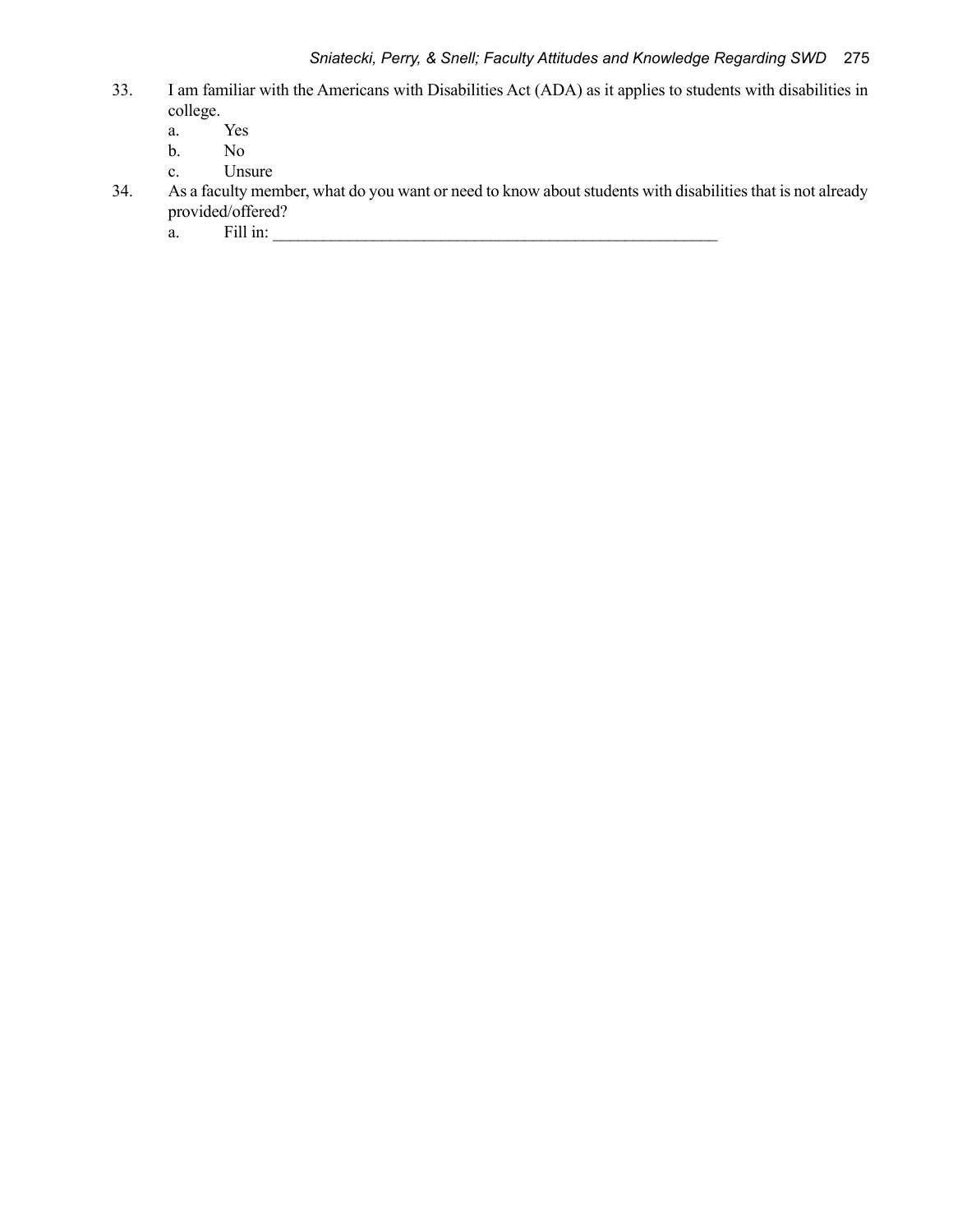33. I am familiar with the Americans with Disabilities Act (ADA) as it applies to students with disabilities in college.
    a. Yes
    b. No
    c. Unsure
34. As a faculty member, what do you want or need to know about students with disabilities that is not already provided/offered?
    a. Fill in: ___________________________________________________________